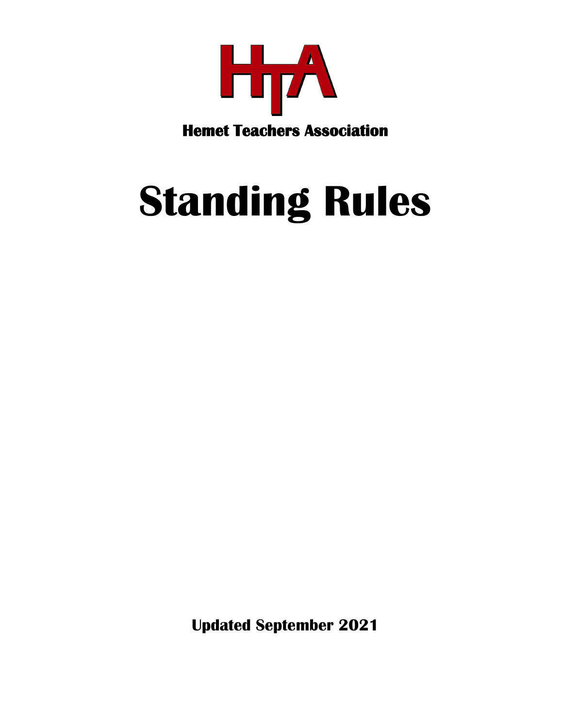# HTA

**Hemet Teachers Association**

# Standing Rules

**Updated September 2021**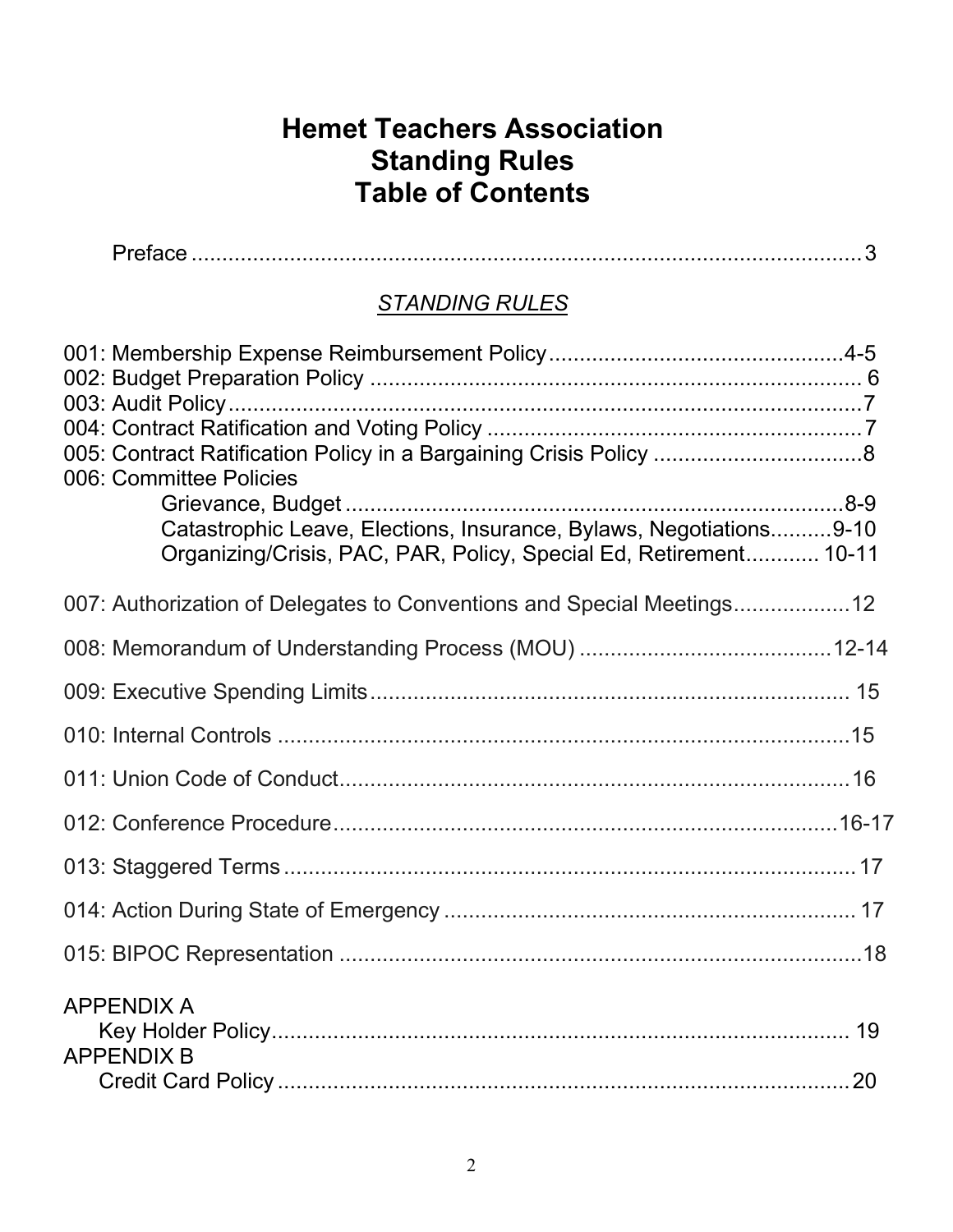# Hemet Teachers Association
# Standing Rules
# Table of Contents

Preface ..........................................................................................................3

*STANDING RULES*

001: Membership Expense Reimbursement Policy................................................4-5
002: Budget Preparation Policy ............................................................................. 6
003: Audit Policy.....................................................................................................7
004: Contract Ratification and Voting Policy ...........................................................7
005: Contract Ratification Policy in a Bargaining Crisis Policy ..................................8
006: Committee Policies
- Grievance, Budget ..................................................................................8-9
- Catastrophic Leave, Elections, Insurance, Bylaws, Negotiations..........9-10
- Organizing/Crisis, PAC, PAR, Policy, Special Ed, Retirement............ 10-11

007: Authorization of Delegates to Conventions and Special Meetings...................12

008: Memorandum of Understanding Process (MOU) ..........................................12-14

009: Executive Spending Limits.............................................................................. 15

010: Internal Controls ............................................................................................15

011: Union Code of Conduct...................................................................................16

012: Conference Procedure..................................................................................16-17

013: Staggered Terms ............................................................................................17

014: Action During State of Emergency .................................................................. 17

015: BIPOC Representation ....................................................................................18

APPENDIX A
- Key Holder Policy................................................................................ 19

APPENDIX B
- Credit Card Policy ...............................................................................20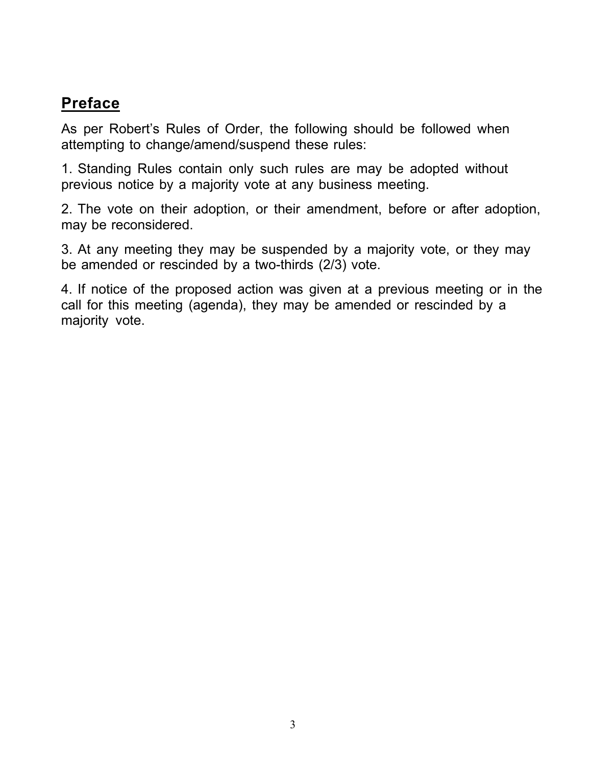## Preface

As per Robert's Rules of Order, the following should be followed when attempting to change/amend/suspend these rules:

1. Standing Rules contain only such rules are may be adopted without previous notice by a majority vote at any business meeting.

2. The vote on their adoption, or their amendment, before or after adoption, may be reconsidered.

3. At any meeting they may be suspended by a majority vote, or they may be amended or rescinded by a two-thirds (2/3) vote.

4. If notice of the proposed action was given at a previous meeting or in the call for this meeting (agenda), they may be amended or rescinded by a majority vote.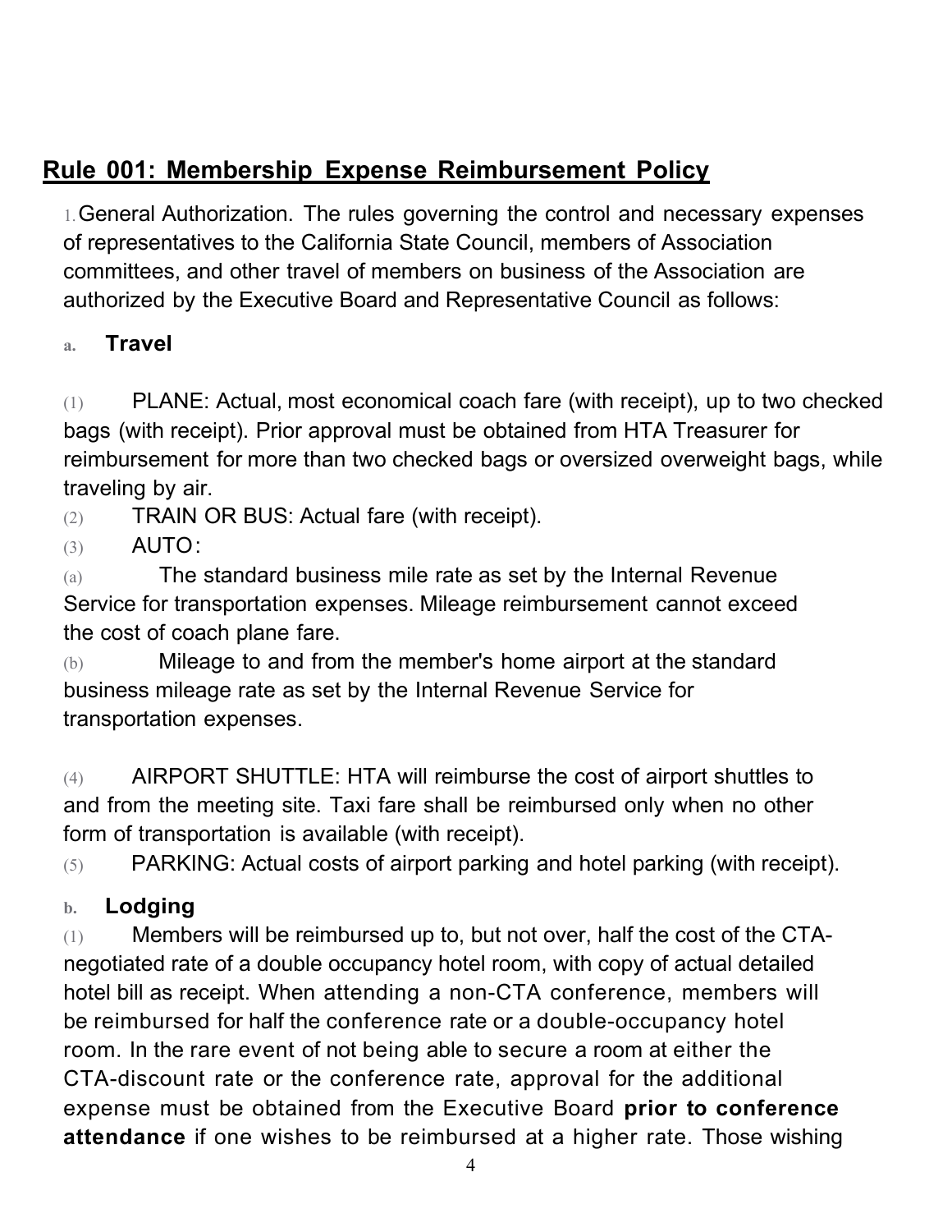## Rule 001: Membership Expense Reimbursement Policy

1. General Authorization. The rules governing the control and necessary expenses of representatives to the California State Council, members of Association committees, and other travel of members on business of the Association are authorized by the Executive Board and Representative Council as follows:

a. **Travel**

(1) PLANE: Actual, most economical coach fare (with receipt), up to two checked bags (with receipt). Prior approval must be obtained from HTA Treasurer for reimbursement for more than two checked bags or oversized overweight bags, while traveling by air.

(2) TRAIN OR BUS: Actual fare (with receipt).

(3) AUTO:

(a) The standard business mile rate as set by the Internal Revenue Service for transportation expenses. Mileage reimbursement cannot exceed the cost of coach plane fare.

(b) Mileage to and from the member's home airport at the standard business mileage rate as set by the Internal Revenue Service for transportation expenses.

(4) AIRPORT SHUTTLE: HTA will reimburse the cost of airport shuttles to and from the meeting site. Taxi fare shall be reimbursed only when no other form of transportation is available (with receipt).

(5) PARKING: Actual costs of airport parking and hotel parking (with receipt).

b. **Lodging**

(1) Members will be reimbursed up to, but not over, half the cost of the CTA-negotiated rate of a double occupancy hotel room, with copy of actual detailed hotel bill as receipt. When attending a non-CTA conference, members will be reimbursed for half the conference rate or a double-occupancy hotel room. In the rare event of not being able to secure a room at either the CTA-discount rate or the conference rate, approval for the additional expense must be obtained from the Executive Board **prior to conference attendance** if one wishes to be reimbursed at a higher rate. Those wishing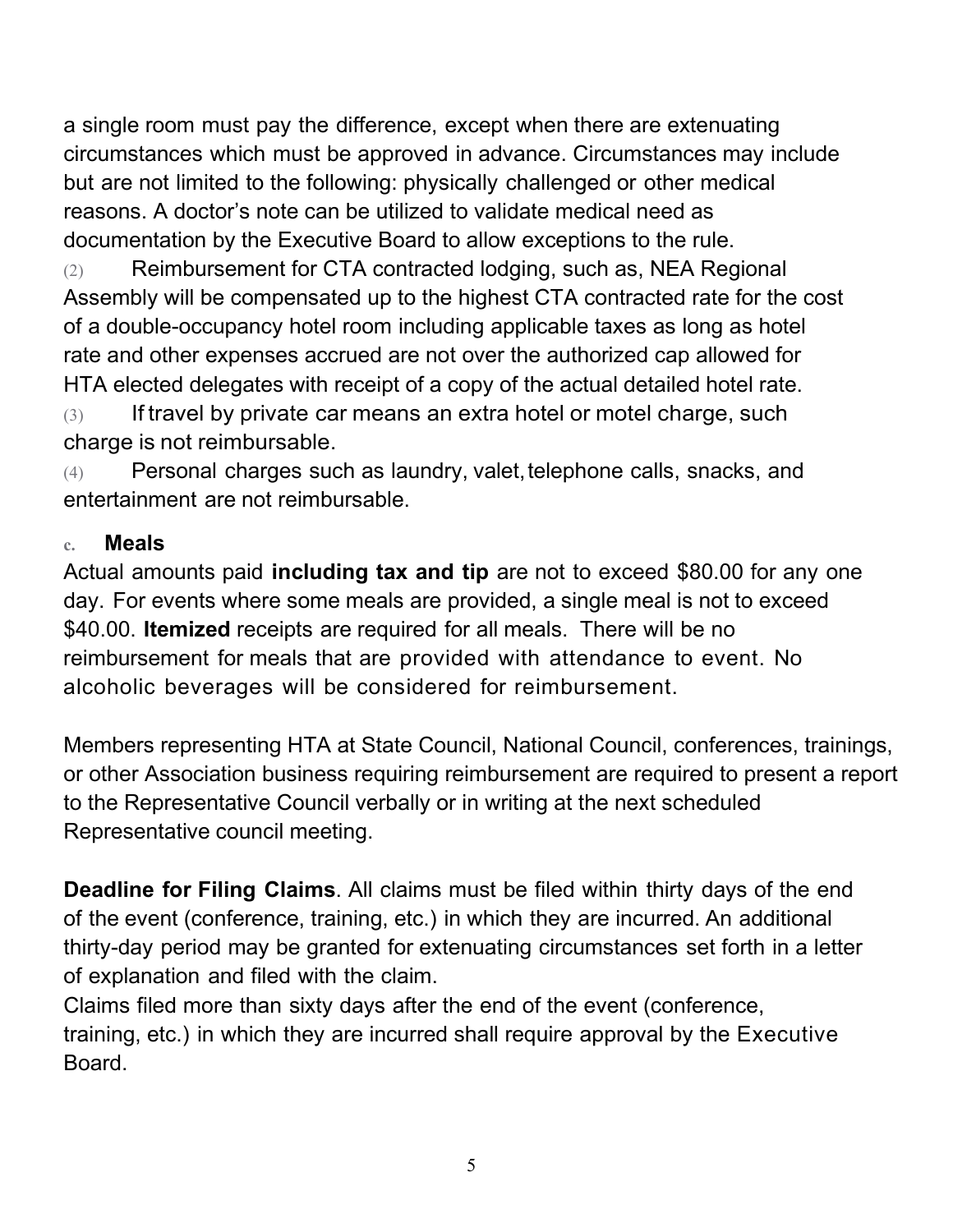a single room must pay the difference, except when there are extenuating circumstances which must be approved in advance. Circumstances may include but are not limited to the following: physically challenged or other medical reasons. A doctor's note can be utilized to validate medical need as documentation by the Executive Board to allow exceptions to the rule.

(2) Reimbursement for CTA contracted lodging, such as, NEA Regional Assembly will be compensated up to the highest CTA contracted rate for the cost of a double-occupancy hotel room including applicable taxes as long as hotel rate and other expenses accrued are not over the authorized cap allowed for HTA elected delegates with receipt of a copy of the actual detailed hotel rate.

(3) If travel by private car means an extra hotel or motel charge, such charge is not reimbursable.

(4) Personal charges such as laundry, valet, telephone calls, snacks, and entertainment are not reimbursable.

c. **Meals**

Actual amounts paid **including tax and tip** are not to exceed $80.00 for any one day. For events where some meals are provided, a single meal is not to exceed $40.00. **Itemized** receipts are required for all meals. There will be no reimbursement for meals that are provided with attendance to event. No alcoholic beverages will be considered for reimbursement.

Members representing HTA at State Council, National Council, conferences, trainings, or other Association business requiring reimbursement are required to present a report to the Representative Council verbally or in writing at the next scheduled Representative council meeting.

**Deadline for Filing Claims**. All claims must be filed within thirty days of the end of the event (conference, training, etc.) in which they are incurred. An additional thirty-day period may be granted for extenuating circumstances set forth in a letter of explanation and filed with the claim.

Claims filed more than sixty days after the end of the event (conference, training, etc.) in which they are incurred shall require approval by the Executive Board.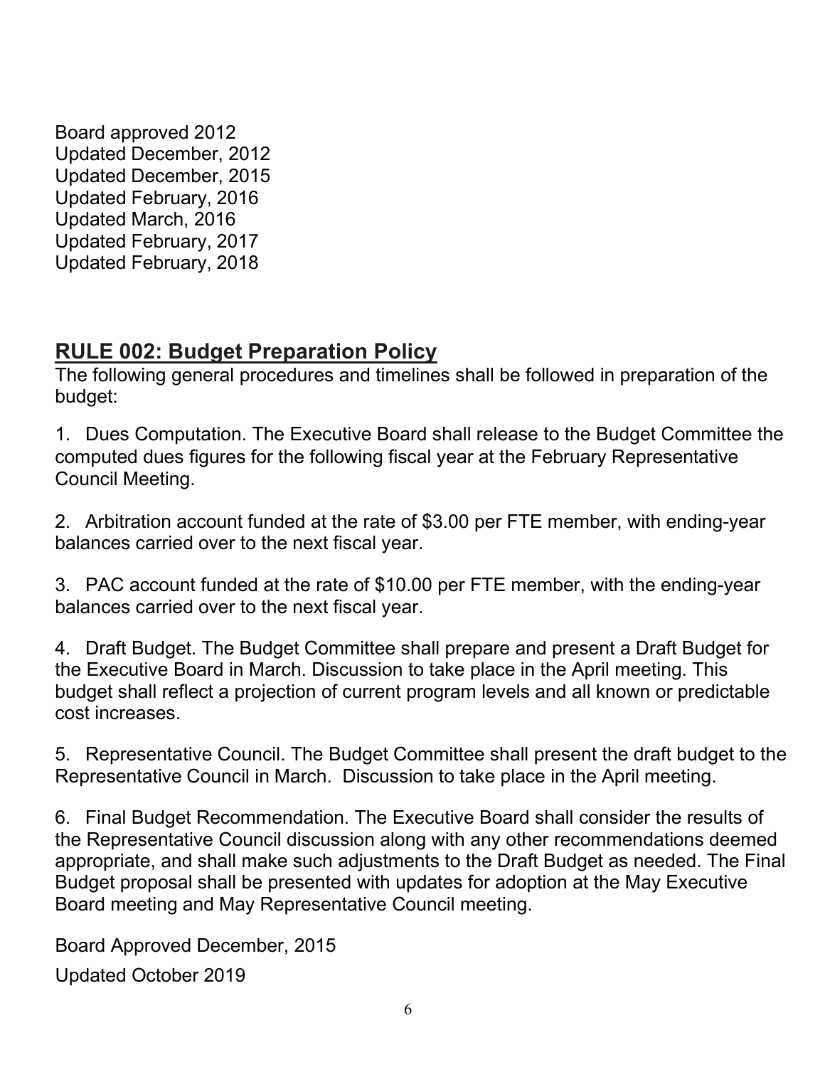Board approved 2012
Updated December, 2012
Updated December, 2015
Updated February, 2016
Updated March, 2016
Updated February, 2017
Updated February, 2018

## RULE 002: Budget Preparation Policy

The following general procedures and timelines shall be followed in preparation of the budget:

1. Dues Computation. The Executive Board shall release to the Budget Committee the computed dues figures for the following fiscal year at the February Representative Council Meeting.

2. Arbitration account funded at the rate of $3.00 per FTE member, with ending-year balances carried over to the next fiscal year.

3. PAC account funded at the rate of $10.00 per FTE member, with the ending-year balances carried over to the next fiscal year.

4. Draft Budget. The Budget Committee shall prepare and present a Draft Budget for the Executive Board in March. Discussion to take place in the April meeting. This budget shall reflect a projection of current program levels and all known or predictable cost increases.

5. Representative Council. The Budget Committee shall present the draft budget to the Representative Council in March. Discussion to take place in the April meeting.

6. Final Budget Recommendation. The Executive Board shall consider the results of the Representative Council discussion along with any other recommendations deemed appropriate, and shall make such adjustments to the Draft Budget as needed. The Final Budget proposal shall be presented with updates for adoption at the May Executive Board meeting and May Representative Council meeting.

Board Approved December, 2015

Updated October 2019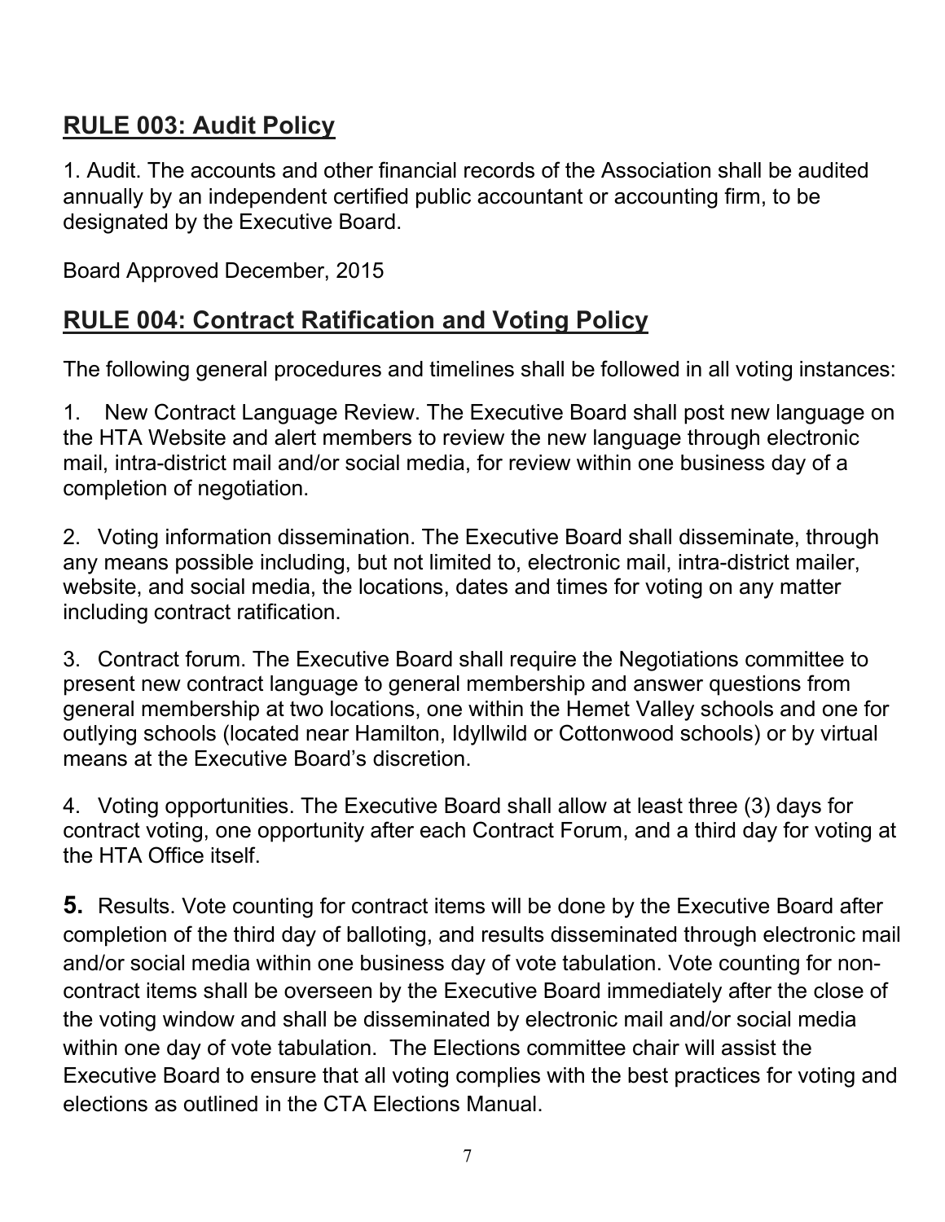## **RULE 003: Audit Policy**

1. Audit. The accounts and other financial records of the Association shall be audited annually by an independent certified public accountant or accounting firm, to be designated by the Executive Board.

Board Approved December, 2015

## **RULE 004: Contract Ratification and Voting Policy**

The following general procedures and timelines shall be followed in all voting instances:

1. New Contract Language Review. The Executive Board shall post new language on the HTA Website and alert members to review the new language through electronic mail, intra-district mail and/or social media, for review within one business day of a completion of negotiation.

2. Voting information dissemination. The Executive Board shall disseminate, through any means possible including, but not limited to, electronic mail, intra-district mailer, website, and social media, the locations, dates and times for voting on any matter including contract ratification.

3. Contract forum. The Executive Board shall require the Negotiations committee to present new contract language to general membership and answer questions from general membership at two locations, one within the Hemet Valley schools and one for outlying schools (located near Hamilton, Idyllwild or Cottonwood schools) or by virtual means at the Executive Board's discretion.

4. Voting opportunities. The Executive Board shall allow at least three (3) days for contract voting, one opportunity after each Contract Forum, and a third day for voting at the HTA Office itself.

**5.** Results. Vote counting for contract items will be done by the Executive Board after completion of the third day of balloting, and results disseminated through electronic mail and/or social media within one business day of vote tabulation. Vote counting for non-contract items shall be overseen by the Executive Board immediately after the close of the voting window and shall be disseminated by electronic mail and/or social media within one day of vote tabulation. The Elections committee chair will assist the Executive Board to ensure that all voting complies with the best practices for voting and elections as outlined in the CTA Elections Manual.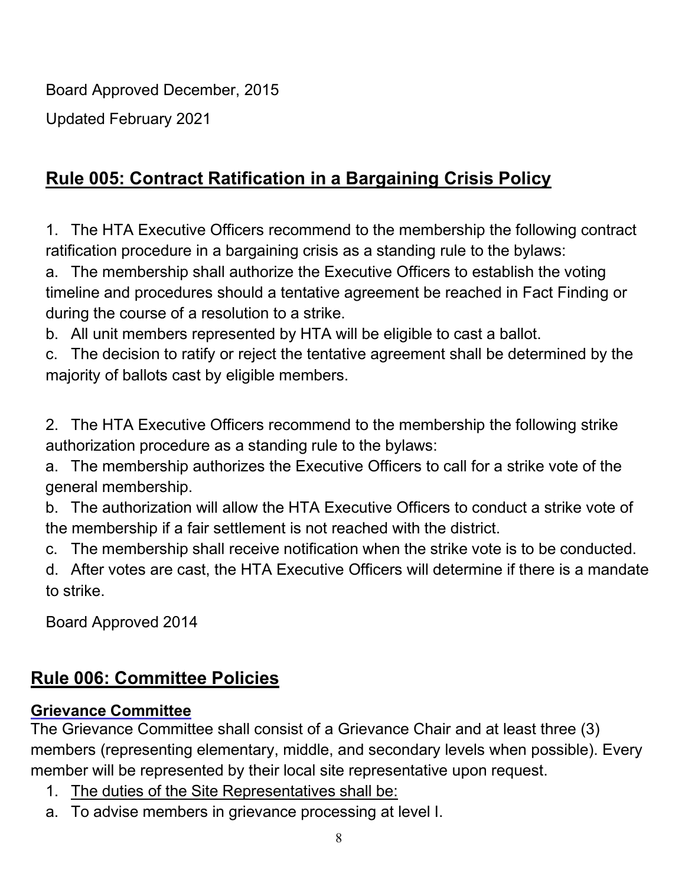Board Approved December, 2015

Updated February 2021

## Rule 005: Contract Ratification in a Bargaining Crisis Policy

1. The HTA Executive Officers recommend to the membership the following contract ratification procedure in a bargaining crisis as a standing rule to the bylaws:

a. The membership shall authorize the Executive Officers to establish the voting timeline and procedures should a tentative agreement be reached in Fact Finding or during the course of a resolution to a strike.

b. All unit members represented by HTA will be eligible to cast a ballot.

c. The decision to ratify or reject the tentative agreement shall be determined by the majority of ballots cast by eligible members.

2. The HTA Executive Officers recommend to the membership the following strike authorization procedure as a standing rule to the bylaws:

a. The membership authorizes the Executive Officers to call for a strike vote of the general membership.

b. The authorization will allow the HTA Executive Officers to conduct a strike vote of the membership if a fair settlement is not reached with the district.

c. The membership shall receive notification when the strike vote is to be conducted.

d. After votes are cast, the HTA Executive Officers will determine if there is a mandate to strike.

Board Approved 2014

## Rule 006: Committee Policies

### Grievance Committee

The Grievance Committee shall consist of a Grievance Chair and at least three (3) members (representing elementary, middle, and secondary levels when possible). Every member will be represented by their local site representative upon request.

1. The duties of the Site Representatives shall be:

a. To advise members in grievance processing at level I.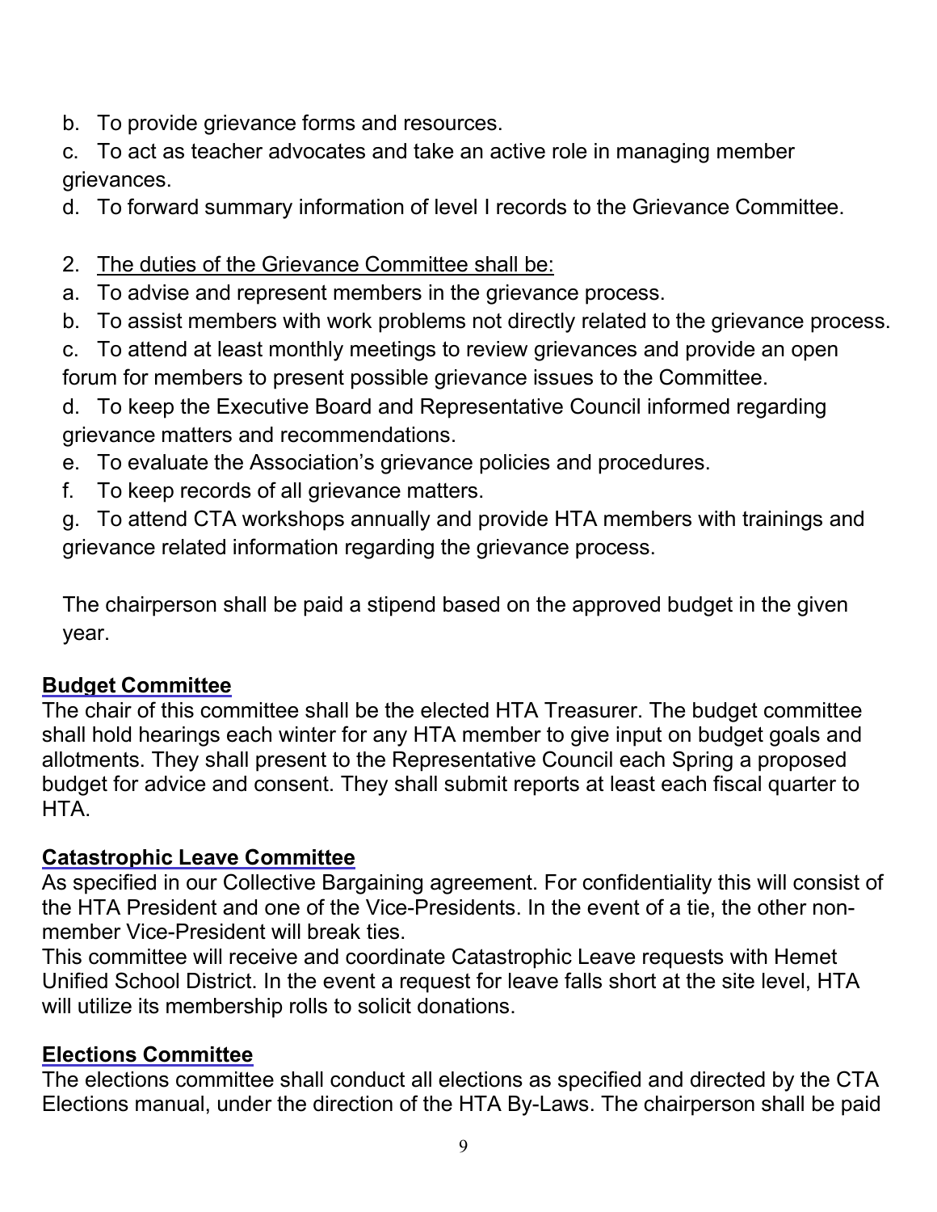b. To provide grievance forms and resources.

c. To act as teacher advocates and take an active role in managing member grievances.

d. To forward summary information of level I records to the Grievance Committee.

2. <u>The duties of the Grievance Committee shall be:</u>

a. To advise and represent members in the grievance process.

b. To assist members with work problems not directly related to the grievance process.

c. To attend at least monthly meetings to review grievances and provide an open forum for members to present possible grievance issues to the Committee.

d. To keep the Executive Board and Representative Council informed regarding grievance matters and recommendations.

e. To evaluate the Association's grievance policies and procedures.

f. To keep records of all grievance matters.

g. To attend CTA workshops annually and provide HTA members with trainings and grievance related information regarding the grievance process.

The chairperson shall be paid a stipend based on the approved budget in the given year.

## Budget Committee

The chair of this committee shall be the elected HTA Treasurer. The budget committee shall hold hearings each winter for any HTA member to give input on budget goals and allotments. They shall present to the Representative Council each Spring a proposed budget for advice and consent. They shall submit reports at least each fiscal quarter to HTA.

## Catastrophic Leave Committee

As specified in our Collective Bargaining agreement. For confidentiality this will consist of the HTA President and one of the Vice-Presidents. In the event of a tie, the other non-member Vice-President will break ties.

This committee will receive and coordinate Catastrophic Leave requests with Hemet Unified School District. In the event a request for leave falls short at the site level, HTA will utilize its membership rolls to solicit donations.

## Elections Committee

The elections committee shall conduct all elections as specified and directed by the CTA Elections manual, under the direction of the HTA By-Laws. The chairperson shall be paid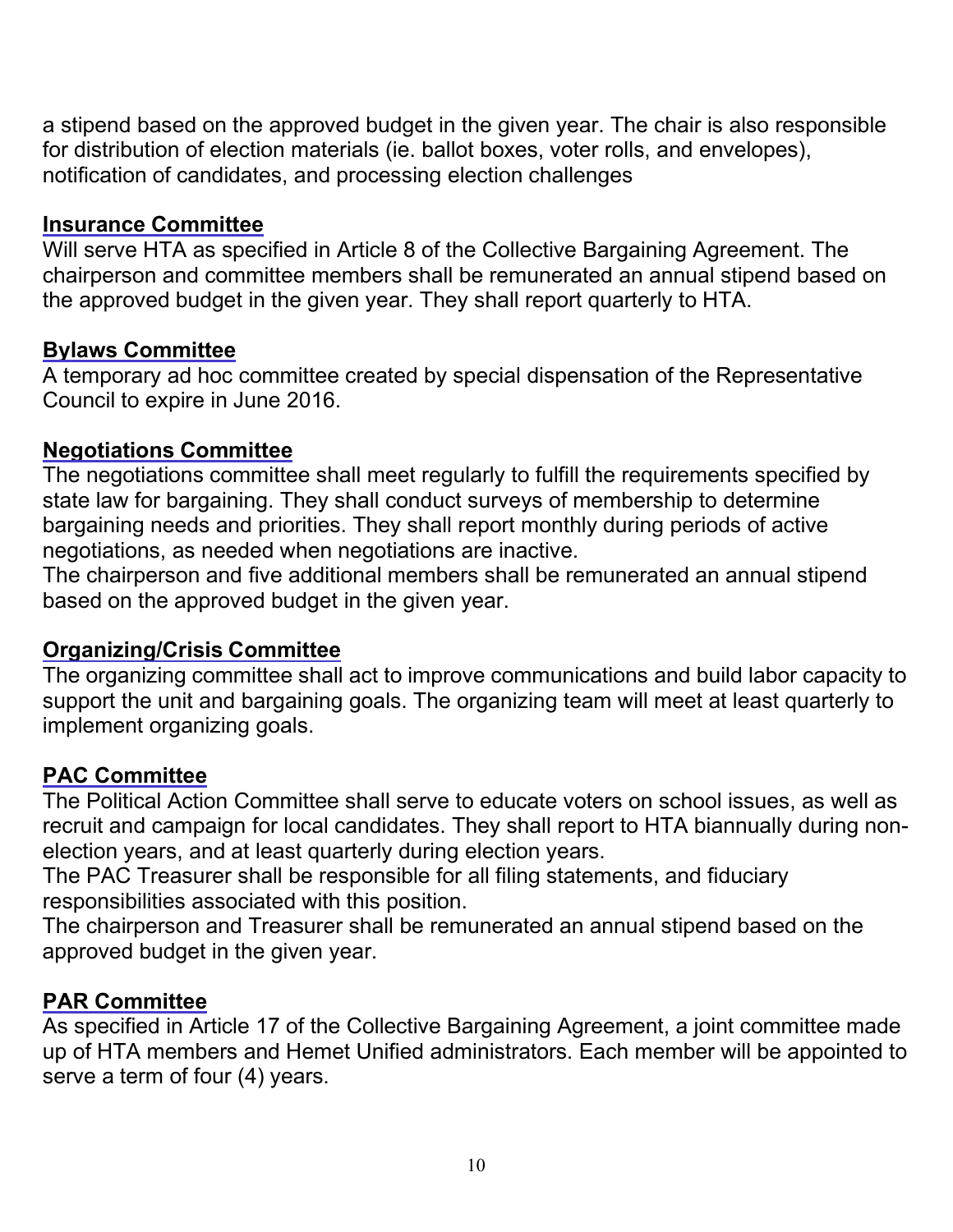a stipend based on the approved budget in the given year. The chair is also responsible for distribution of election materials (ie. ballot boxes, voter rolls, and envelopes), notification of candidates, and processing election challenges

### Insurance Committee

Will serve HTA as specified in Article 8 of the Collective Bargaining Agreement. The chairperson and committee members shall be remunerated an annual stipend based on the approved budget in the given year. They shall report quarterly to HTA.

### Bylaws Committee

A temporary ad hoc committee created by special dispensation of the Representative Council to expire in June 2016.

### Negotiations Committee

The negotiations committee shall meet regularly to fulfill the requirements specified by state law for bargaining. They shall conduct surveys of membership to determine bargaining needs and priorities. They shall report monthly during periods of active negotiations, as needed when negotiations are inactive.

The chairperson and five additional members shall be remunerated an annual stipend based on the approved budget in the given year.

### Organizing/Crisis Committee

The organizing committee shall act to improve communications and build labor capacity to support the unit and bargaining goals. The organizing team will meet at least quarterly to implement organizing goals.

### PAC Committee

The Political Action Committee shall serve to educate voters on school issues, as well as recruit and campaign for local candidates. They shall report to HTA biannually during non-election years, and at least quarterly during election years.

The PAC Treasurer shall be responsible for all filing statements, and fiduciary responsibilities associated with this position.

The chairperson and Treasurer shall be remunerated an annual stipend based on the approved budget in the given year.

### PAR Committee

As specified in Article 17 of the Collective Bargaining Agreement, a joint committee made up of HTA members and Hemet Unified administrators. Each member will be appointed to serve a term of four (4) years.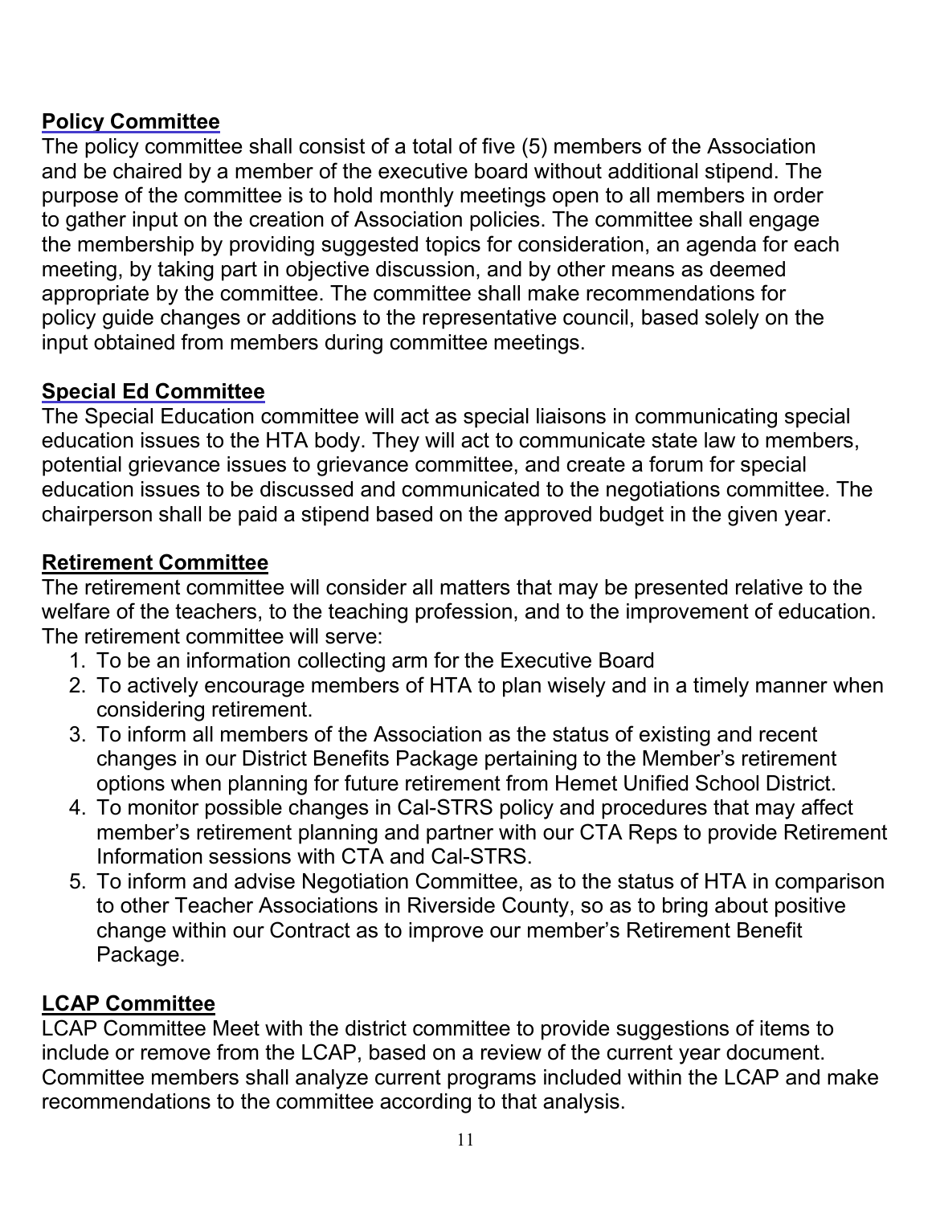**Policy Committee**

The policy committee shall consist of a total of five (5) members of the Association and be chaired by a member of the executive board without additional stipend. The purpose of the committee is to hold monthly meetings open to all members in order to gather input on the creation of Association policies. The committee shall engage the membership by providing suggested topics for consideration, an agenda for each meeting, by taking part in objective discussion, and by other means as deemed appropriate by the committee. The committee shall make recommendations for policy guide changes or additions to the representative council, based solely on the input obtained from members during committee meetings.

**Special Ed Committee**

The Special Education committee will act as special liaisons in communicating special education issues to the HTA body. They will act to communicate state law to members, potential grievance issues to grievance committee, and create a forum for special education issues to be discussed and communicated to the negotiations committee. The chairperson shall be paid a stipend based on the approved budget in the given year.

**Retirement Committee**

The retirement committee will consider all matters that may be presented relative to the welfare of the teachers, to the teaching profession, and to the improvement of education. The retirement committee will serve:

1. To be an information collecting arm for the Executive Board
2. To actively encourage members of HTA to plan wisely and in a timely manner when considering retirement.
3. To inform all members of the Association as the status of existing and recent changes in our District Benefits Package pertaining to the Member's retirement options when planning for future retirement from Hemet Unified School District.
4. To monitor possible changes in Cal-STRS policy and procedures that may affect member's retirement planning and partner with our CTA Reps to provide Retirement Information sessions with CTA and Cal-STRS.
5. To inform and advise Negotiation Committee, as to the status of HTA in comparison to other Teacher Associations in Riverside County, so as to bring about positive change within our Contract as to improve our member's Retirement Benefit Package.

**LCAP Committee**

LCAP Committee Meet with the district committee to provide suggestions of items to include or remove from the LCAP, based on a review of the current year document. Committee members shall analyze current programs included within the LCAP and make recommendations to the committee according to that analysis.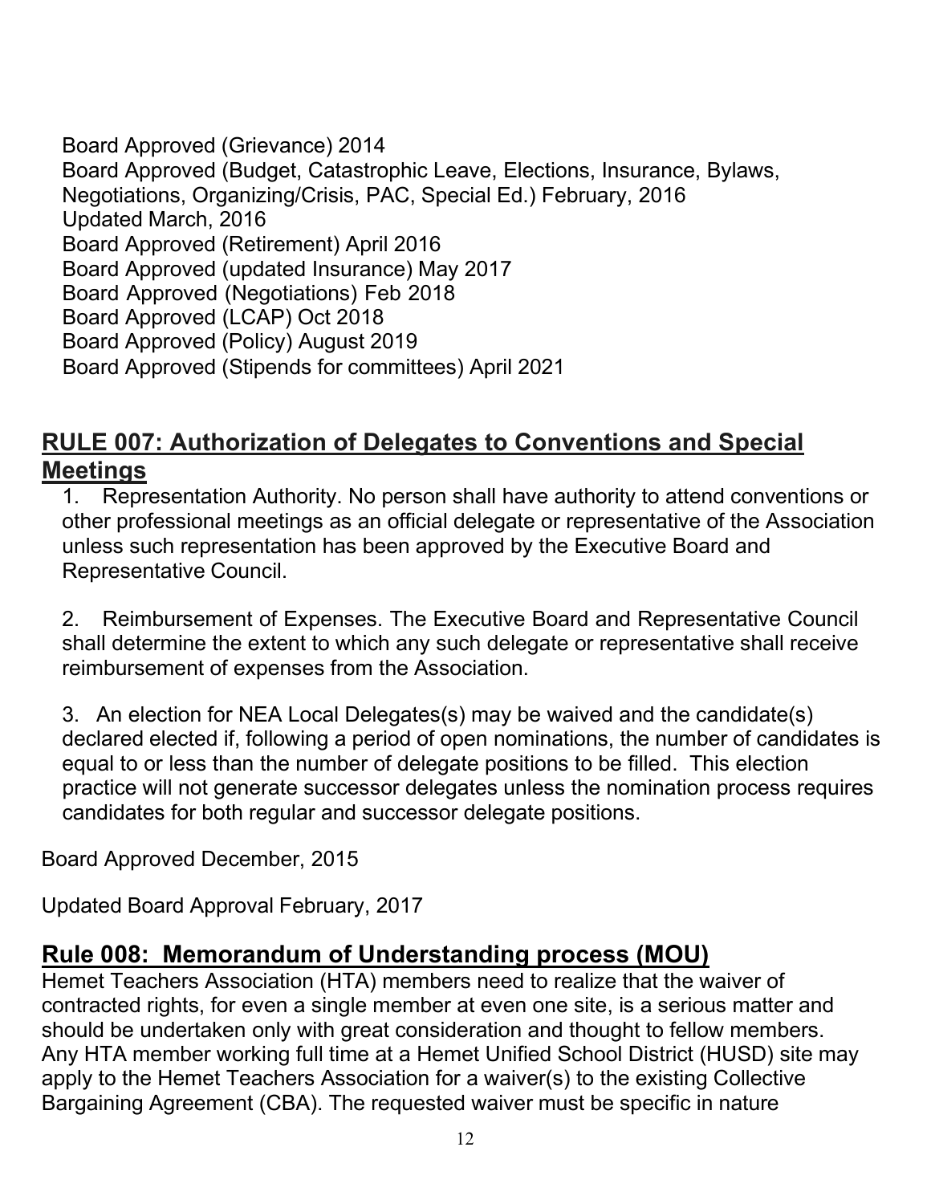Board Approved (Grievance) 2014
Board Approved (Budget, Catastrophic Leave, Elections, Insurance, Bylaws, Negotiations, Organizing/Crisis, PAC, Special Ed.) February, 2016
Updated March, 2016
Board Approved (Retirement) April 2016
Board Approved (updated Insurance) May 2017
Board Approved (Negotiations) Feb 2018
Board Approved (LCAP) Oct 2018
Board Approved (Policy) August 2019
Board Approved (Stipends for committees) April 2021

## RULE 007: Authorization of Delegates to Conventions and Special Meetings

1. Representation Authority. No person shall have authority to attend conventions or other professional meetings as an official delegate or representative of the Association unless such representation has been approved by the Executive Board and Representative Council.

2. Reimbursement of Expenses. The Executive Board and Representative Council shall determine the extent to which any such delegate or representative shall receive reimbursement of expenses from the Association.

3. An election for NEA Local Delegates(s) may be waived and the candidate(s) declared elected if, following a period of open nominations, the number of candidates is equal to or less than the number of delegate positions to be filled. This election practice will not generate successor delegates unless the nomination process requires candidates for both regular and successor delegate positions.

Board Approved December, 2015

Updated Board Approval February, 2017

## Rule 008: Memorandum of Understanding process (MOU)

Hemet Teachers Association (HTA) members need to realize that the waiver of contracted rights, for even a single member at even one site, is a serious matter and should be undertaken only with great consideration and thought to fellow members. Any HTA member working full time at a Hemet Unified School District (HUSD) site may apply to the Hemet Teachers Association for a waiver(s) to the existing Collective Bargaining Agreement (CBA). The requested waiver must be specific in nature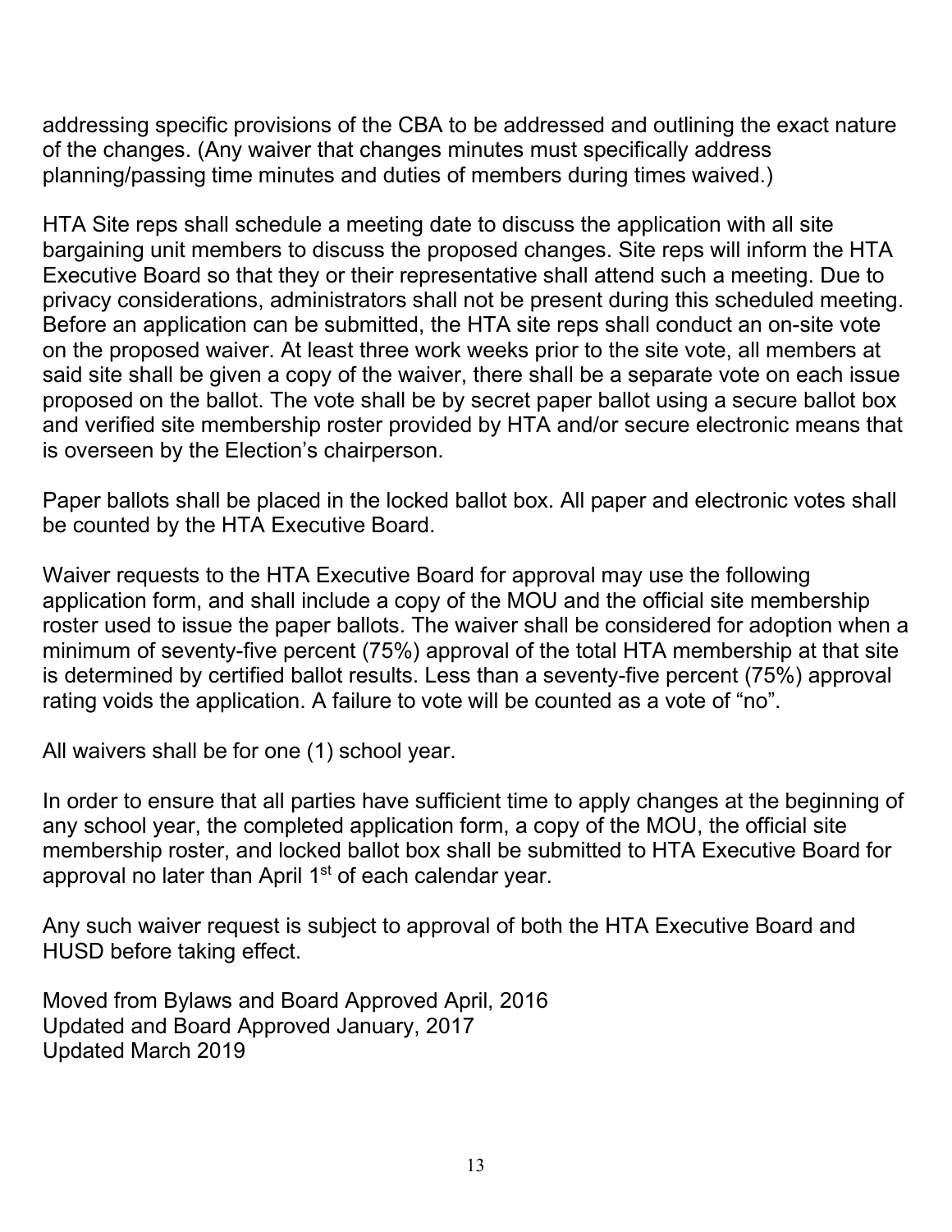addressing specific provisions of the CBA to be addressed and outlining the exact nature of the changes. (Any waiver that changes minutes must specifically address planning/passing time minutes and duties of members during times waived.)

HTA Site reps shall schedule a meeting date to discuss the application with all site bargaining unit members to discuss the proposed changes. Site reps will inform the HTA Executive Board so that they or their representative shall attend such a meeting. Due to privacy considerations, administrators shall not be present during this scheduled meeting. Before an application can be submitted, the HTA site reps shall conduct an on-site vote on the proposed waiver. At least three work weeks prior to the site vote, all members at said site shall be given a copy of the waiver, there shall be a separate vote on each issue proposed on the ballot. The vote shall be by secret paper ballot using a secure ballot box and verified site membership roster provided by HTA and/or secure electronic means that is overseen by the Election's chairperson.

Paper ballots shall be placed in the locked ballot box. All paper and electronic votes shall be counted by the HTA Executive Board.

Waiver requests to the HTA Executive Board for approval may use the following application form, and shall include a copy of the MOU and the official site membership roster used to issue the paper ballots. The waiver shall be considered for adoption when a minimum of seventy-five percent (75%) approval of the total HTA membership at that site is determined by certified ballot results. Less than a seventy-five percent (75%) approval rating voids the application. A failure to vote will be counted as a vote of "no".

All waivers shall be for one (1) school year.

In order to ensure that all parties have sufficient time to apply changes at the beginning of any school year, the completed application form, a copy of the MOU, the official site membership roster, and locked ballot box shall be submitted to HTA Executive Board for approval no later than April 1st of each calendar year.

Any such waiver request is subject to approval of both the HTA Executive Board and HUSD before taking effect.

Moved from Bylaws and Board Approved April, 2016
Updated and Board Approved January, 2017
Updated March 2019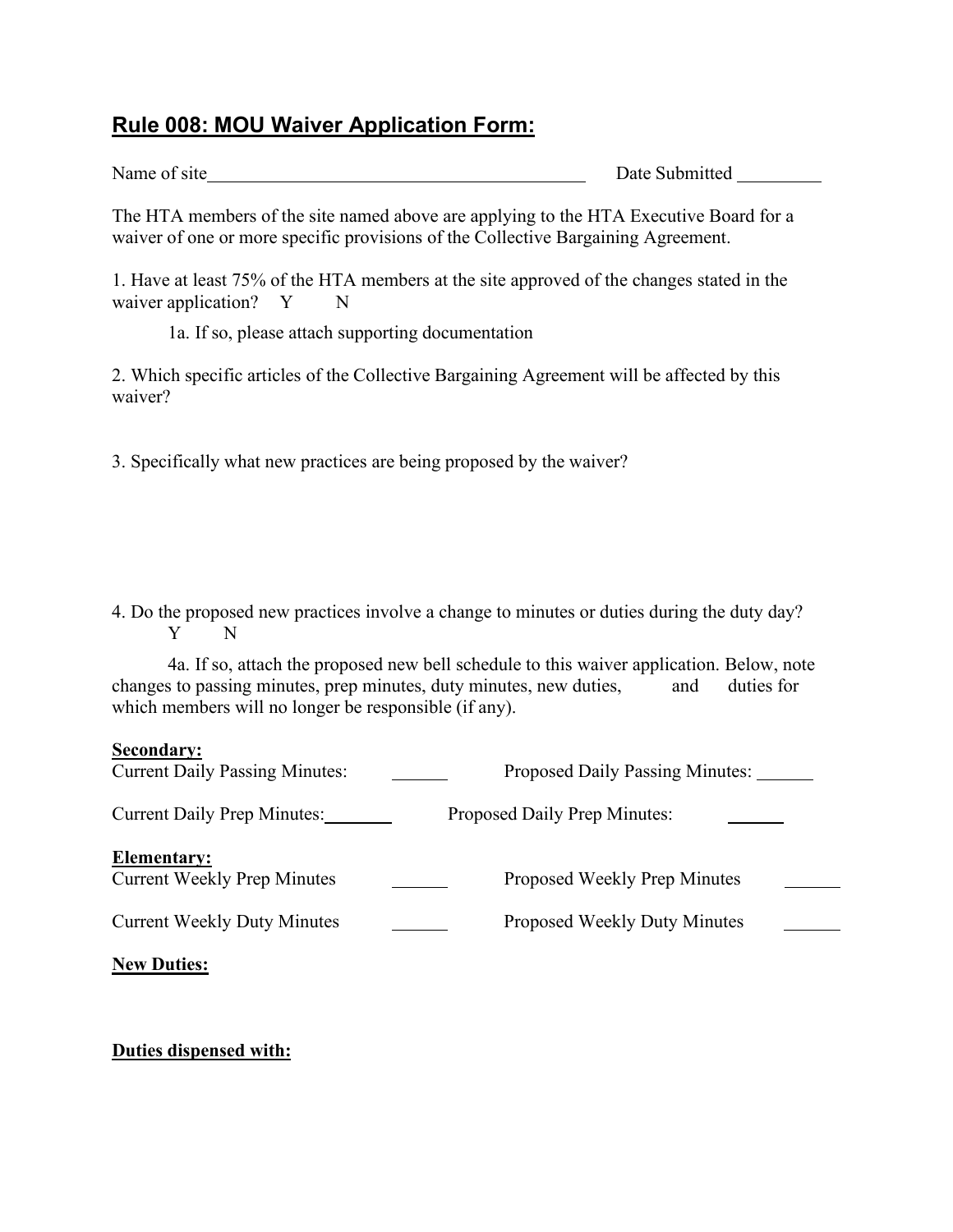## Rule 008: MOU Waiver Application Form:

Name of site__________________________________________ Date Submitted _________

The HTA members of the site named above are applying to the HTA Executive Board for a waiver of one or more specific provisions of the Collective Bargaining Agreement.

1. Have at least 75% of the HTA members at the site approved of the changes stated in the waiver application? Y N

   1a. If so, please attach supporting documentation

2. Which specific articles of the Collective Bargaining Agreement will be affected by this waiver?

3. Specifically what new practices are being proposed by the waiver?

4. Do the proposed new practices involve a change to minutes or duties during the duty day? Y N

   4a. If so, attach the proposed new bell schedule to this waiver application. Below, note changes to passing minutes, prep minutes, duty minutes, new duties, and duties for which members will no longer be responsible (if any).

**Secondary:**

Current Daily Passing Minutes: ______ Proposed Daily Passing Minutes: ______

Current Daily Prep Minutes: ______ Proposed Daily Prep Minutes: ______

**Elementary:**

Current Weekly Prep Minutes ______ Proposed Weekly Prep Minutes ______

Current Weekly Duty Minutes ______ Proposed Weekly Duty Minutes ______

**New Duties:**

**Duties dispensed with:**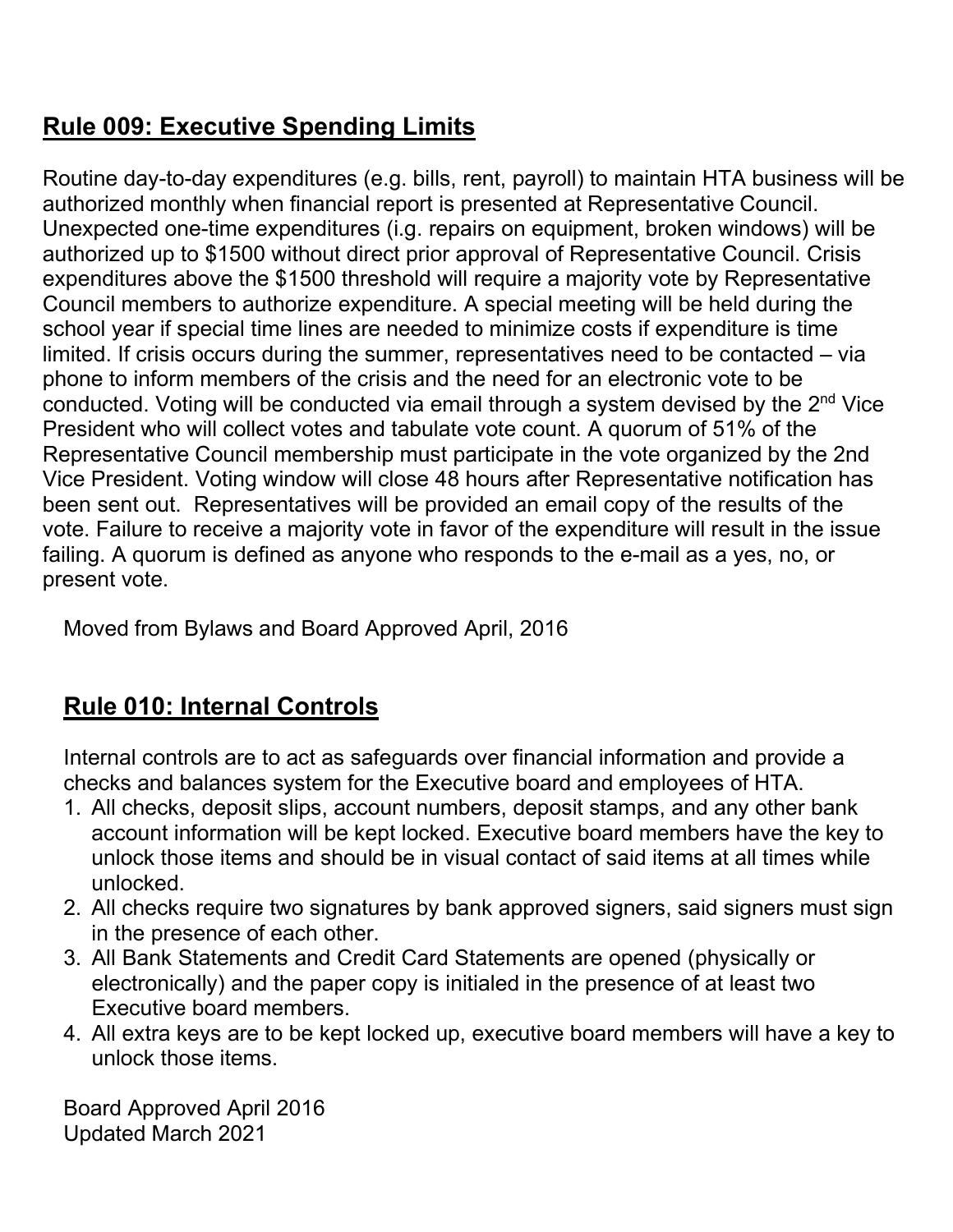## Rule 009: Executive Spending Limits

Routine day-to-day expenditures (e.g. bills, rent, payroll) to maintain HTA business will be authorized monthly when financial report is presented at Representative Council. Unexpected one-time expenditures (i.e. repairs on equipment, broken windows) will be authorized up to $1500 without direct prior approval of Representative Council. Crisis expenditures above the $1500 threshold will require a majority vote by Representative Council members to authorize expenditure. A special meeting will be held during the school year if special time lines are needed to minimize costs if expenditure is time limited. If crisis occurs during the summer, representatives need to be contacted – via phone to inform members of the crisis and the need for an electronic vote to be conducted. Voting will be conducted via email through a system devised by the 2nd Vice President who will collect votes and tabulate vote count. A quorum of 51% of the Representative Council membership must participate in the vote organized by the 2nd Vice President. Voting window will close 48 hours after Representative notification has been sent out. Representatives will be provided an email copy of the results of the vote. Failure to receive a majority vote in favor of the expenditure will result in the issue failing. A quorum is defined as anyone who responds to the e-mail as a yes, no, or present vote.

Moved from Bylaws and Board Approved April, 2016

## Rule 010: Internal Controls

Internal controls are to act as safeguards over financial information and provide a checks and balances system for the Executive board and employees of HTA.

1. All checks, deposit slips, account numbers, deposit stamps, and any other bank account information will be kept locked. Executive board members have the key to unlock those items and should be in visual contact of said items at all times while unlocked.
2. All checks require two signatures by bank approved signers, said signers must sign in the presence of each other.
3. All Bank Statements and Credit Card Statements are opened (physically or electronically) and the paper copy is initialed in the presence of at least two Executive board members.
4. All extra keys are to be kept locked up, executive board members will have a key to unlock those items.

Board Approved April 2016
Updated March 2021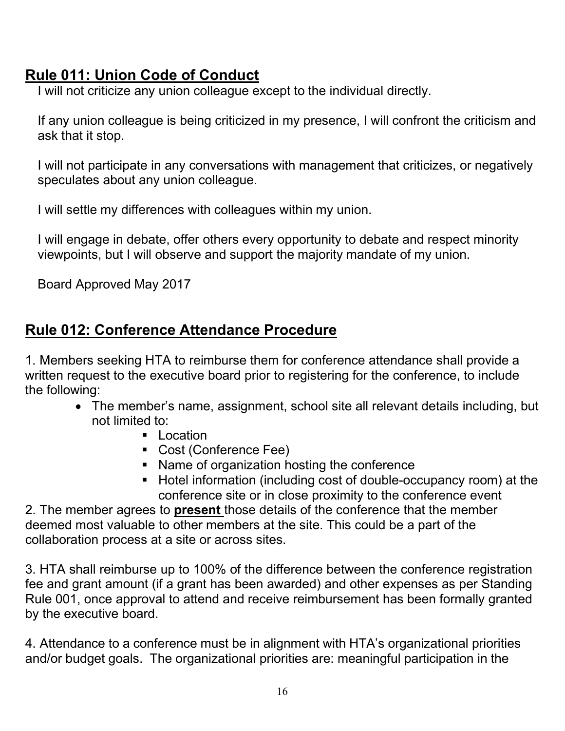## **Rule 011: Union Code of Conduct**

I will not criticize any union colleague except to the individual directly.

If any union colleague is being criticized in my presence, I will confront the criticism and ask that it stop.

I will not participate in any conversations with management that criticizes, or negatively speculates about any union colleague.

I will settle my differences with colleagues within my union.

I will engage in debate, offer others every opportunity to debate and respect minority viewpoints, but I will observe and support the majority mandate of my union.

Board Approved May 2017

## **Rule 012: Conference Attendance Procedure**

1. Members seeking HTA to reimburse them for conference attendance shall provide a written request to the executive board prior to registering for the conference, to include the following:
   - The member's name, assignment, school site all relevant details including, but not limited to:
     - Location
     - Cost (Conference Fee)
     - Name of organization hosting the conference
     - Hotel information (including cost of double-occupancy room) at the conference site or in close proximity to the conference event

2. The member agrees to **present** those details of the conference that the member deemed most valuable to other members at the site. This could be a part of the collaboration process at a site or across sites.

3. HTA shall reimburse up to 100% of the difference between the conference registration fee and grant amount (if a grant has been awarded) and other expenses as per Standing Rule 001, once approval to attend and receive reimbursement has been formally granted by the executive board.

4. Attendance to a conference must be in alignment with HTA's organizational priorities and/or budget goals. The organizational priorities are: meaningful participation in the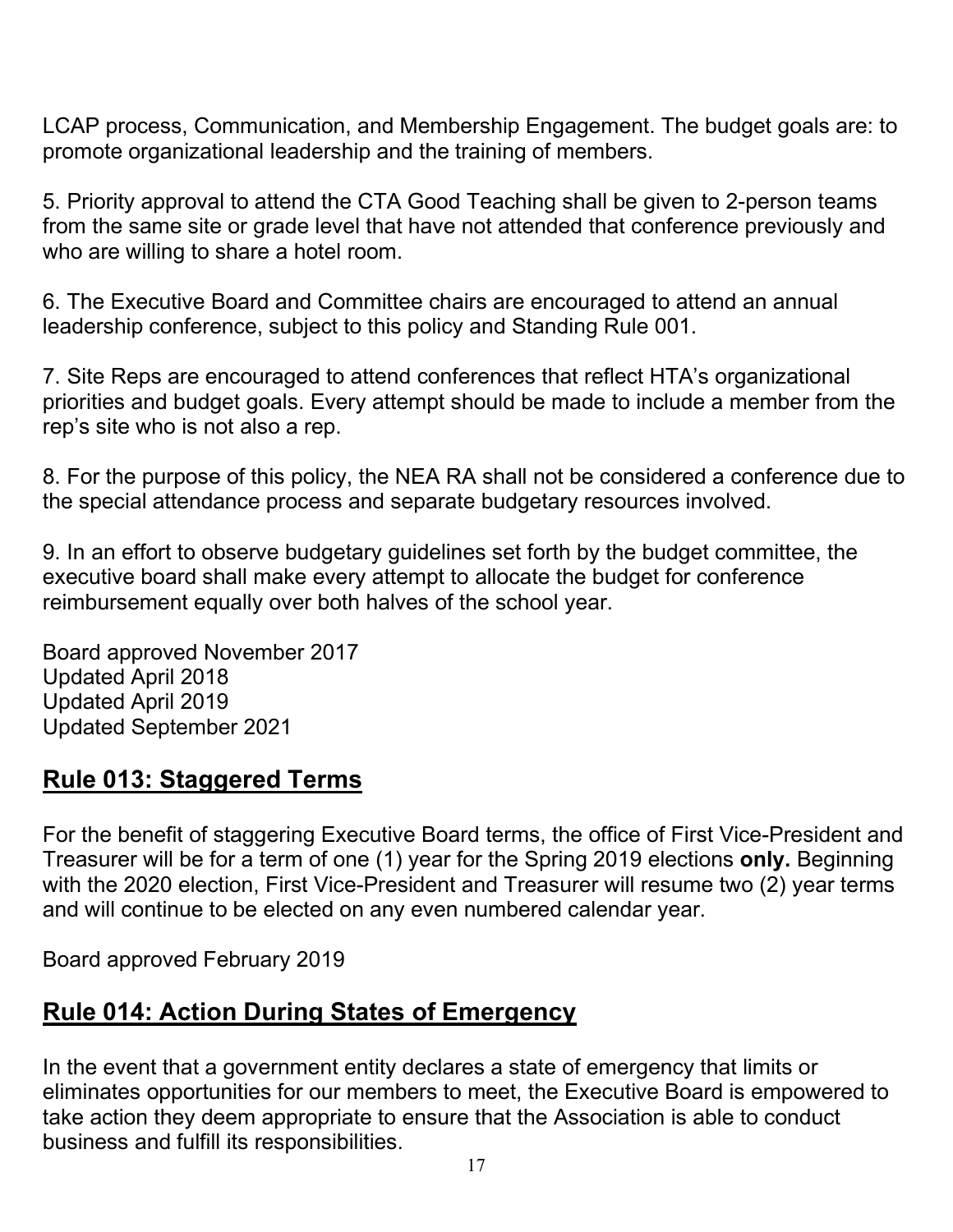LCAP process, Communication, and Membership Engagement. The budget goals are: to promote organizational leadership and the training of members.

5. Priority approval to attend the CTA Good Teaching shall be given to 2-person teams from the same site or grade level that have not attended that conference previously and who are willing to share a hotel room.

6. The Executive Board and Committee chairs are encouraged to attend an annual leadership conference, subject to this policy and Standing Rule 001.

7. Site Reps are encouraged to attend conferences that reflect HTA's organizational priorities and budget goals. Every attempt should be made to include a member from the rep's site who is not also a rep.

8. For the purpose of this policy, the NEA RA shall not be considered a conference due to the special attendance process and separate budgetary resources involved.

9. In an effort to observe budgetary guidelines set forth by the budget committee, the executive board shall make every attempt to allocate the budget for conference reimbursement equally over both halves of the school year.

Board approved November 2017
Updated April 2018
Updated April 2019
Updated September 2021

## Rule 013: Staggered Terms

For the benefit of staggering Executive Board terms, the office of First Vice-President and Treasurer will be for a term of one (1) year for the Spring 2019 elections **only.** Beginning with the 2020 election, First Vice-President and Treasurer will resume two (2) year terms and will continue to be elected on any even numbered calendar year.

Board approved February 2019

## Rule 014: Action During States of Emergency

In the event that a government entity declares a state of emergency that limits or eliminates opportunities for our members to meet, the Executive Board is empowered to take action they deem appropriate to ensure that the Association is able to conduct business and fulfill its responsibilities.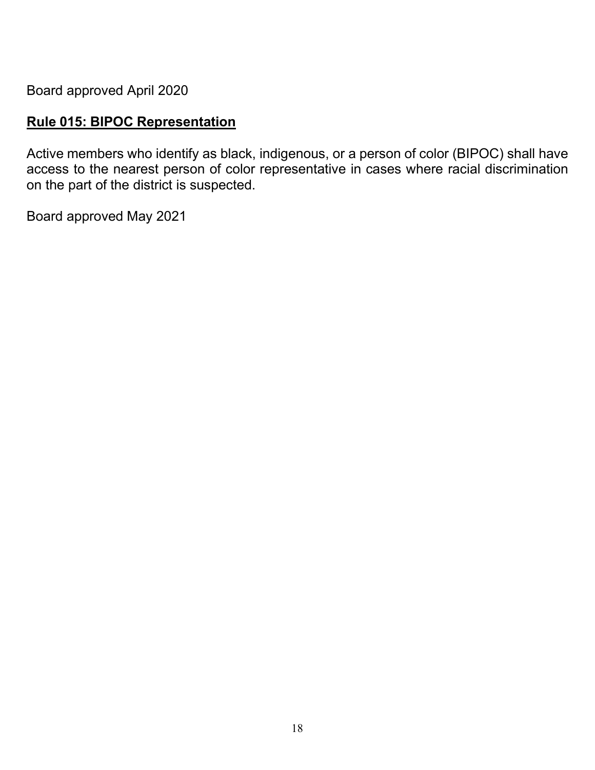Board approved April 2020

## **Rule 015: BIPOC Representation**

Active members who identify as black, indigenous, or a person of color (BIPOC) shall have access to the nearest person of color representative in cases where racial discrimination on the part of the district is suspected.

Board approved May 2021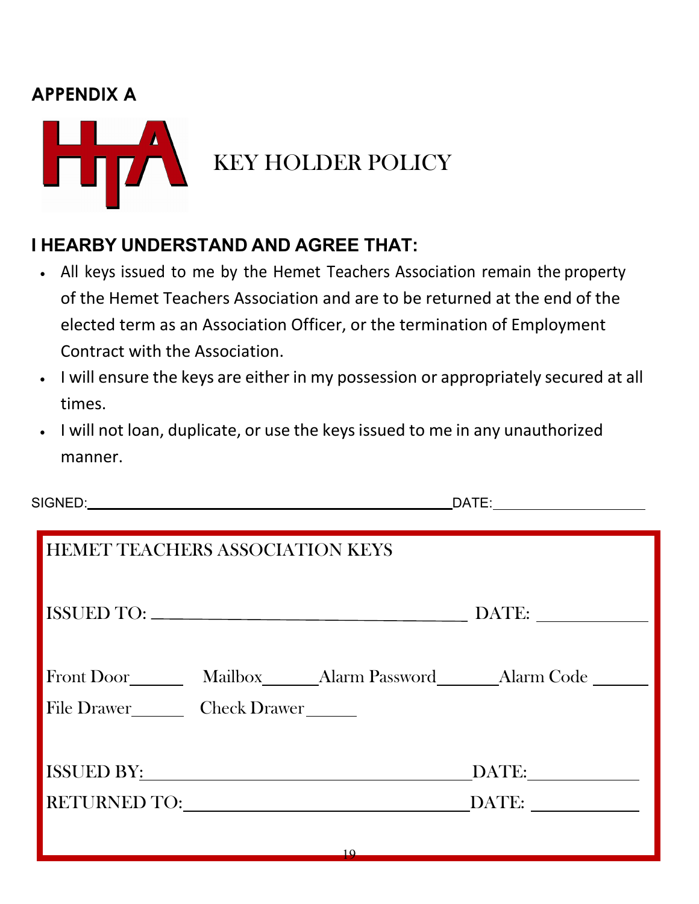## APPENDIX A

HTA

# KEY HOLDER POLICY

### I HEARBY UNDERSTAND AND AGREE THAT:

- All keys issued to me by the Hemet Teachers Association remain the property of the Hemet Teachers Association and are to be returned at the end of the elected term as an Association Officer, or the termination of Employment Contract with the Association.
- I will ensure the keys are either in my possession or appropriately secured at all times.
- I will not loan, duplicate, or use the keys issued to me in any unauthorized manner.

SIGNED:______________________________________________ DATE:____________________

HEMET TEACHERS ASSOCIATION KEYS

ISSUED TO: ______________________________________ DATE: _____________

Front Door______ Mailbox______ Alarm Password______ Alarm Code ______

File Drawer______ Check Drawer______

ISSUED BY:______________________________________ DATE:_____________

RETURNED TO:____________________________________ DATE: _____________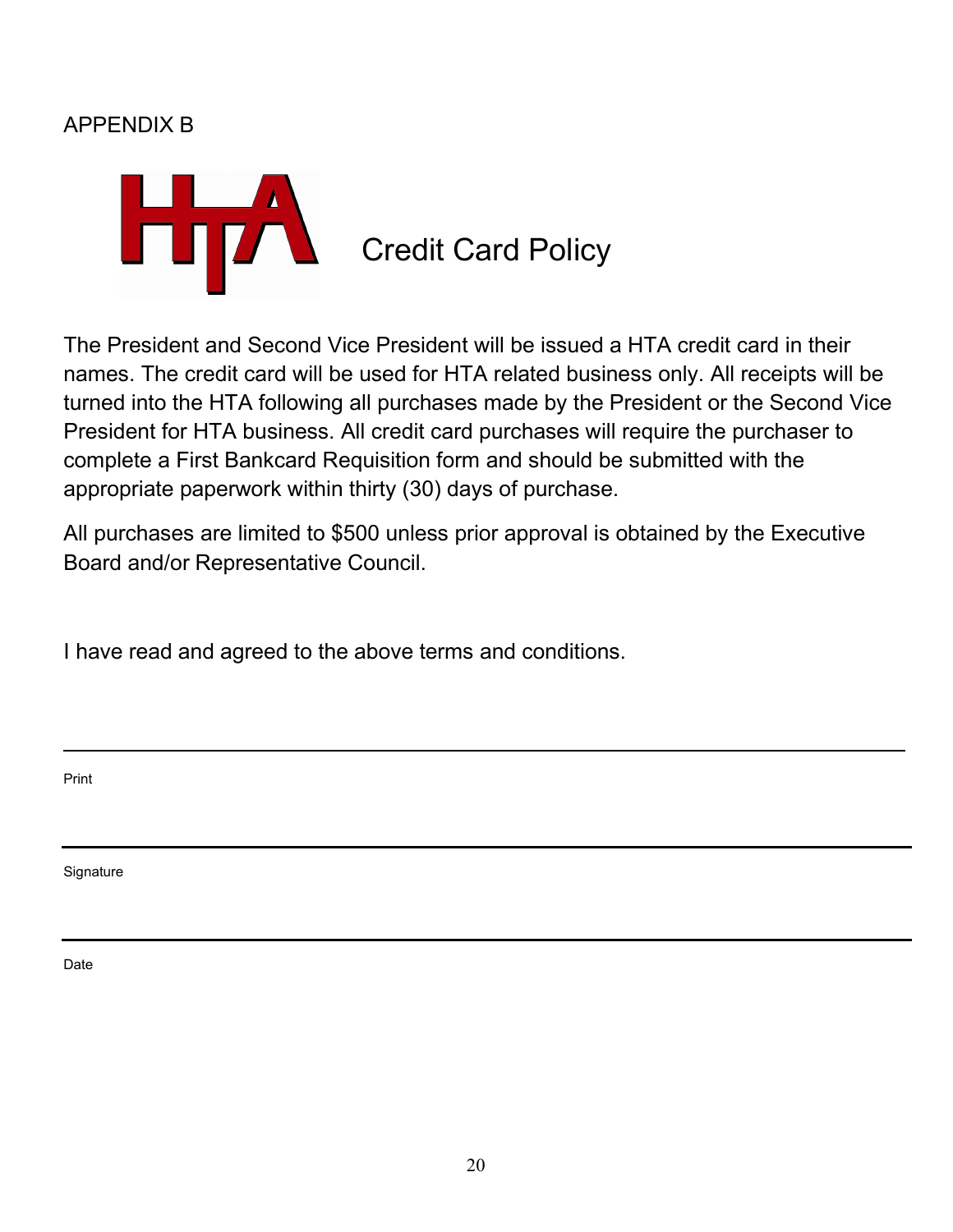APPENDIX B

# HTA Credit Card Policy

The President and Second Vice President will be issued a HTA credit card in their names. The credit card will be used for HTA related business only. All receipts will be turned into the HTA following all purchases made by the President or the Second Vice President for HTA business. All credit card purchases will require the purchaser to complete a First Bankcard Requisition form and should be submitted with the appropriate paperwork within thirty (30) days of purchase.

All purchases are limited to $500 unless prior approval is obtained by the Executive Board and/or Representative Council.

I have read and agreed to the above terms and conditions.

\_\_\_\_\_\_\_\_\_\_\_\_\_\_\_\_\_\_\_\_\_\_\_\_\_\_\_\_\_\_\_\_\_\_\_\_\_\_\_\_

Print

\_\_\_\_\_\_\_\_\_\_\_\_\_\_\_\_\_\_\_\_\_\_\_\_\_\_\_\_\_\_\_\_\_\_\_\_\_\_\_\_

Signature

\_\_\_\_\_\_\_\_\_\_\_\_\_\_\_\_\_\_\_\_\_\_\_\_\_\_\_\_\_\_\_\_\_\_\_\_\_\_\_\_

Date